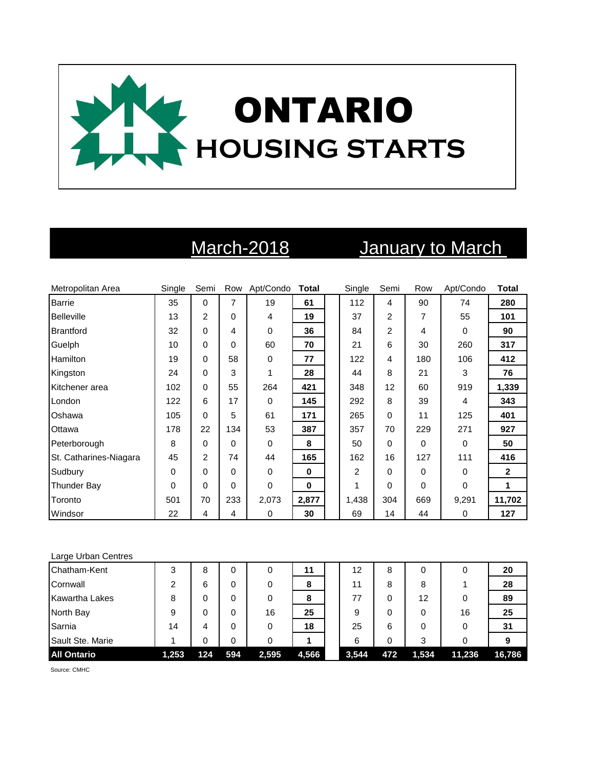# ONTARIO HOUSING STARTS

| Metropolitan Area | March-2018 | | | | | January to March | | | | |
|---|---|---|---|---|---|---|---|---|---|---|
| | Single | Semi | Row | Apt/Condo | **Total** | Single | Semi | Row | Apt/Condo | **Total** |
| Barrie | 35 | 0 | 7 | 19 | **61** | 112 | 4 | 90 | 74 | **280** |
| Belleville | 13 | 2 | 0 | 4 | **19** | 37 | 2 | 7 | 55 | **101** |
| Brantford | 32 | 0 | 4 | 0 | **36** | 84 | 2 | 4 | 0 | **90** |
| Guelph | 10 | 0 | 0 | 60 | **70** | 21 | 6 | 30 | 260 | **317** |
| Hamilton | 19 | 0 | 58 | 0 | **77** | 122 | 4 | 180 | 106 | **412** |
| Kingston | 24 | 0 | 3 | 1 | **28** | 44 | 8 | 21 | 3 | **76** |
| Kitchener area | 102 | 0 | 55 | 264 | **421** | 348 | 12 | 60 | 919 | **1,339** |
| London | 122 | 6 | 17 | 0 | **145** | 292 | 8 | 39 | 4 | **343** |
| Oshawa | 105 | 0 | 5 | 61 | **171** | 265 | 0 | 11 | 125 | **401** |
| Ottawa | 178 | 22 | 134 | 53 | **387** | 357 | 70 | 229 | 271 | **927** |
| Peterborough | 8 | 0 | 0 | 0 | **8** | 50 | 0 | 0 | 0 | **50** |
| St. Catharines-Niagara | 45 | 2 | 74 | 44 | **165** | 162 | 16 | 127 | 111 | **416** |
| Sudbury | 0 | 0 | 0 | 0 | **0** | 2 | 0 | 0 | 0 | **2** |
| Thunder Bay | 0 | 0 | 0 | 0 | **0** | 1 | 0 | 0 | 0 | **1** |
| Toronto | 501 | 70 | 233 | 2,073 | **2,877** | 1,438 | 304 | 669 | 9,291 | **11,702** |
| Windsor | 22 | 4 | 4 | 0 | **30** | 69 | 14 | 44 | 0 | **127** |

| Large Urban Centres | Single | Semi | Row | Apt/Condo | **Total** | Single | Semi | Row | Apt/Condo | **Total** |
|---|---|---|---|---|---|---|---|---|---|---|
| Chatham-Kent | 3 | 8 | 0 | 0 | **11** | 12 | 8 | 0 | 0 | **20** |
| Cornwall | 2 | 6 | 0 | 0 | **8** | 11 | 8 | 8 | 1 | **28** |
| Kawartha Lakes | 8 | 0 | 0 | 0 | **8** | 77 | 0 | 12 | 0 | **89** |
| North Bay | 9 | 0 | 0 | 16 | **25** | 9 | 0 | 0 | 16 | **25** |
| Sarnia | 14 | 4 | 0 | 0 | **18** | 25 | 6 | 0 | 0 | **31** |
| Sault Ste. Marie | 1 | 0 | 0 | 0 | **1** | 6 | 0 | 3 | 0 | **9** |
| **All Ontario** | **1,253** | **124** | **594** | **2,595** | **4,566** | **3,544** | **472** | **1,534** | **11,236** | **16,786** |

Source: CMHC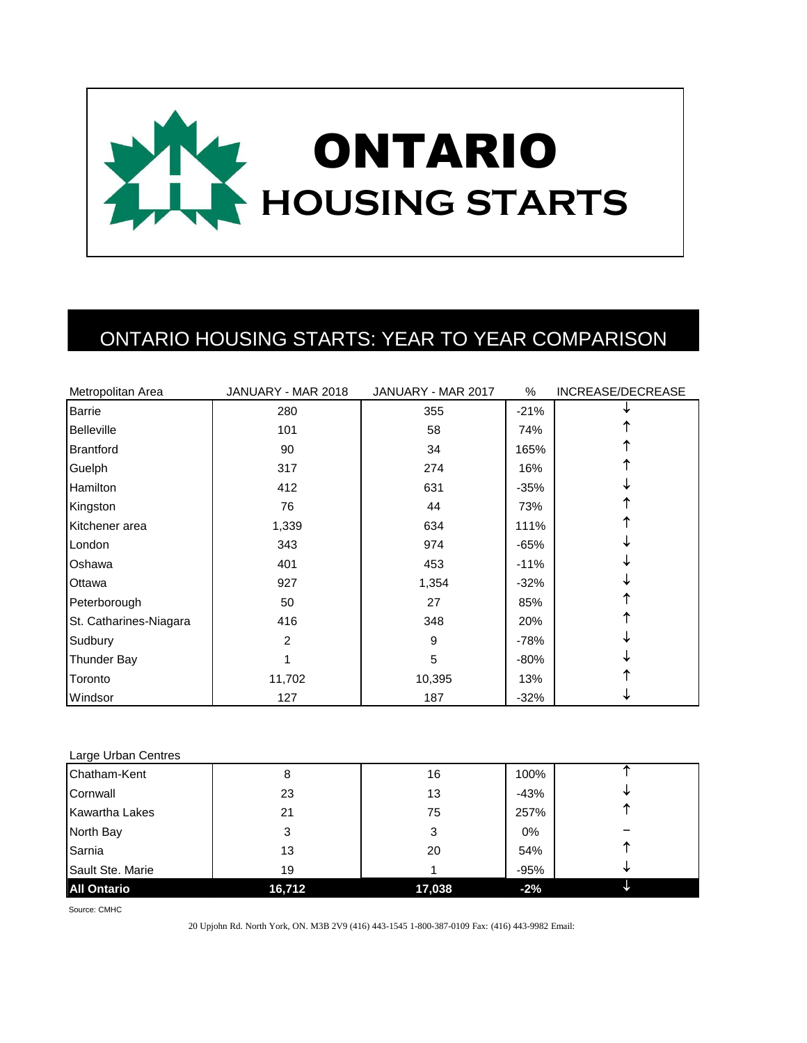# ONTARIO HOUSING STARTS

## ONTARIO HOUSING STARTS: YEAR TO YEAR COMPARISON

| Metropolitan Area | JANUARY - MAR 2018 | JANUARY - MAR 2017 | % | INCREASE/DECREASE |
|---|---|---|---|---|
| Barrie | 280 | 355 | -21% | ↓ |
| Belleville | 101 | 58 | 74% | ↑ |
| Brantford | 90 | 34 | 165% | ↑ |
| Guelph | 317 | 274 | 16% | ↑ |
| Hamilton | 412 | 631 | -35% | ↓ |
| Kingston | 76 | 44 | 73% | ↑ |
| Kitchener area | 1,339 | 634 | 111% | ↑ |
| London | 343 | 974 | -65% | ↓ |
| Oshawa | 401 | 453 | -11% | ↓ |
| Ottawa | 927 | 1,354 | -32% | ↓ |
| Peterborough | 50 | 27 | 85% | ↑ |
| St. Catharines-Niagara | 416 | 348 | 20% | ↑ |
| Sudbury | 2 | 9 | -78% | ↓ |
| Thunder Bay | 1 | 5 | -80% | ↓ |
| Toronto | 11,702 | 10,395 | 13% | ↑ |
| Windsor | 127 | 187 | -32% | ↓ |
| **Large Urban Centres** | | | | |
| Chatham-Kent | 8 | 16 | 100% | ↑ |
| Cornwall | 23 | 13 | -43% | ↓ |
| Kawartha Lakes | 21 | 75 | 257% | ↑ |
| North Bay | 3 | 3 | 0% | − |
| Sarnia | 13 | 20 | 54% | ↑ |
| Sault Ste. Marie | 19 | 1 | -95% | ↓ |
| **All Ontario** | **16,712** | **17,038** | **-2%** | **↓** |

Source: CMHC

20 Upjohn Rd. North York, ON. M3B 2V9 (416) 443-1545 1-800-387-0109 Fax: (416) 443-9982 Email: